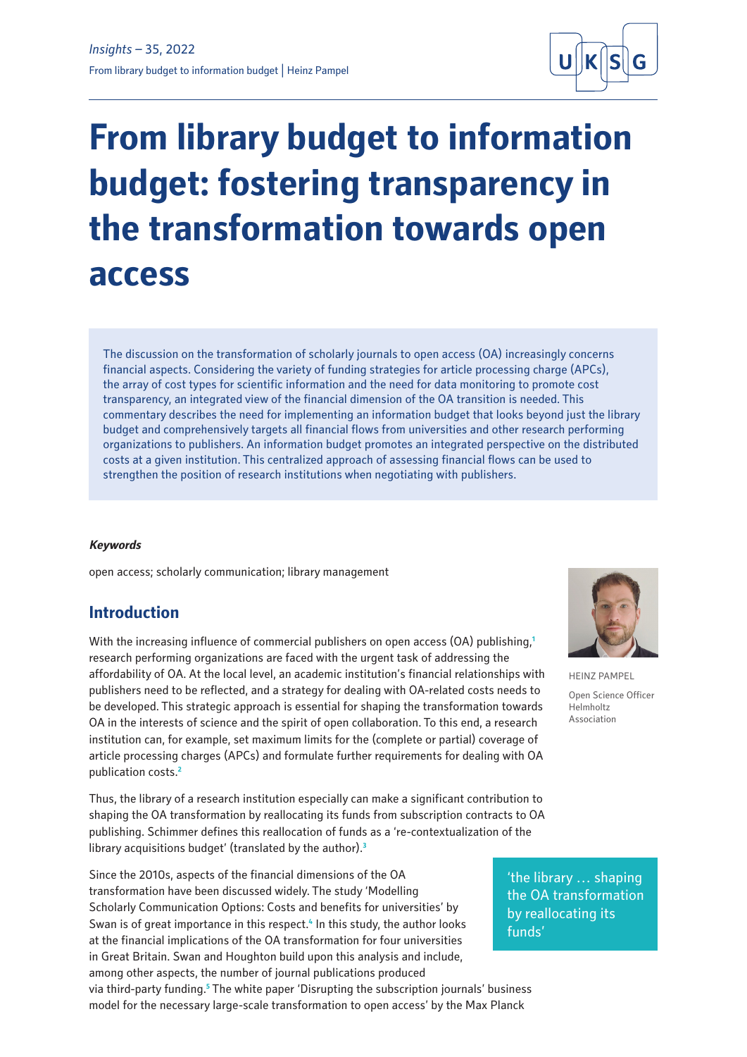# From library budget to information budget: fostering transparency in the transformation towards open access

The discussion on the transformation of scholarly journals to open access (OA) increasingly concerns financial aspects. Considering the variety of funding strategies for article processing charge (APCs), the array of cost types for scientific information and the need for data monitoring to promote cost transparency, an integrated view of the financial dimension of the OA transition is needed. This commentary describes the need for implementing an information budget that looks beyond just the library budget and comprehensively targets all financial flows from universities and other research performing organizations to publishers. An information budget promotes an integrated perspective on the distributed costs at a given institution. This centralized approach of assessing financial flows can be used to strengthen the position of research institutions when negotiating with publishers.

***Keywords***

open access; scholarly communication; library management

HEINZ PAMPEL

Open Science Officer
Helmholtz Association

## Introduction

With the increasing influence of commercial publishers on open access (OA) publishing,[1] research performing organizations are faced with the urgent task of addressing the affordability of OA. At the local level, an academic institution's financial relationships with publishers need to be reflected, and a strategy for dealing with OA-related costs needs to be developed. This strategic approach is essential for shaping the transformation towards OA in the interests of science and the spirit of open collaboration. To this end, a research institution can, for example, set maximum limits for the (complete or partial) coverage of article processing charges (APCs) and formulate further requirements for dealing with OA publication costs.[2]

Thus, the library of a research institution especially can make a significant contribution to shaping the OA transformation by reallocating its funds from subscription contracts to OA publishing. Schimmer defines this reallocation of funds as a 're-contextualization of the library acquisitions budget' (translated by the author).[3]

'the library … shaping the OA transformation by reallocating its funds'

Since the 2010s, aspects of the financial dimensions of the OA transformation have been discussed widely. The study 'Modelling Scholarly Communication Options: Costs and benefits for universities' by Swan is of great importance in this respect.[4] In this study, the author looks at the financial implications of the OA transformation for four universities in Great Britain. Swan and Houghton build upon this analysis and include, among other aspects, the number of journal publications produced via third-party funding.[5] The white paper 'Disrupting the subscription journals' business model for the necessary large-scale transformation to open access' by the Max Planck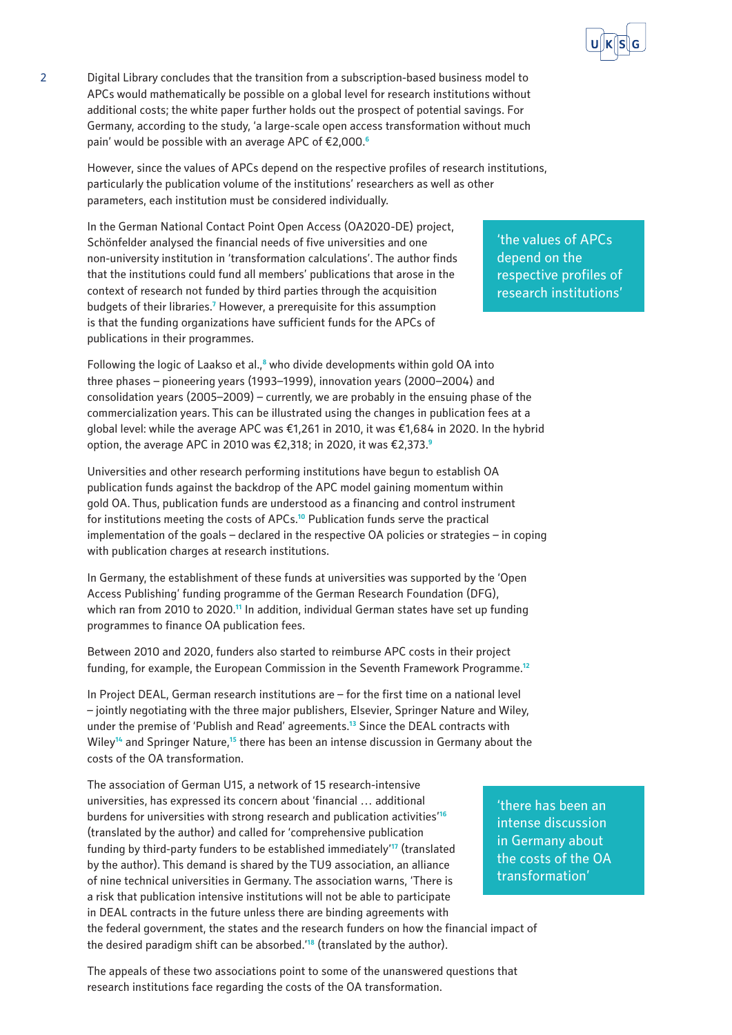Digital Library concludes that the transition from a subscription-based business model to APCs would mathematically be possible on a global level for research institutions without additional costs; the white paper further holds out the prospect of potential savings. For Germany, according to the study, 'a large-scale open access transformation without much pain' would be possible with an average APC of €2,000.[6]

However, since the values of APCs depend on the respective profiles of research institutions, particularly the publication volume of the institutions' researchers as well as other parameters, each institution must be considered individually.

In the German National Contact Point Open Access (OA2020-DE) project, Schönfelder analysed the financial needs of five universities and one non-university institution in 'transformation calculations'. The author finds that the institutions could fund all members' publications that arose in the context of research not funded by third parties through the acquisition budgets of their libraries.[7] However, a prerequisite for this assumption is that the funding organizations have sufficient funds for the APCs of publications in their programmes.

> 'the values of APCs depend on the respective profiles of research institutions'

Following the logic of Laakso et al.,[8] who divide developments within gold OA into three phases – pioneering years (1993–1999), innovation years (2000–2004) and consolidation years (2005–2009) – currently, we are probably in the ensuing phase of the commercialization years. This can be illustrated using the changes in publication fees at a global level: while the average APC was €1,261 in 2010, it was €1,684 in 2020. In the hybrid option, the average APC in 2010 was €2,318; in 2020, it was €2,373.[9]

Universities and other research performing institutions have begun to establish OA publication funds against the backdrop of the APC model gaining momentum within gold OA. Thus, publication funds are understood as a financing and control instrument for institutions meeting the costs of APCs.[10] Publication funds serve the practical implementation of the goals – declared in the respective OA policies or strategies – in coping with publication charges at research institutions.

In Germany, the establishment of these funds at universities was supported by the 'Open Access Publishing' funding programme of the German Research Foundation (DFG), which ran from 2010 to 2020.[11] In addition, individual German states have set up funding programmes to finance OA publication fees.

Between 2010 and 2020, funders also started to reimburse APC costs in their project funding, for example, the European Commission in the Seventh Framework Programme.[12]

In Project DEAL, German research institutions are – for the first time on a national level – jointly negotiating with the three major publishers, Elsevier, Springer Nature and Wiley, under the premise of 'Publish and Read' agreements.[13] Since the DEAL contracts with Wiley[14] and Springer Nature,[15] there has been an intense discussion in Germany about the costs of the OA transformation.

The association of German U15, a network of 15 research-intensive universities, has expressed its concern about 'financial … additional burdens for universities with strong research and publication activities'[16] (translated by the author) and called for 'comprehensive publication funding by third-party funders to be established immediately'[17] (translated by the author). This demand is shared by the TU9 association, an alliance of nine technical universities in Germany. The association warns, 'There is a risk that publication intensive institutions will not be able to participate in DEAL contracts in the future unless there are binding agreements with the federal government, the states and the research funders on how the financial impact of the desired paradigm shift can be absorbed.'[18] (translated by the author).

> 'there has been an intense discussion in Germany about the costs of the OA transformation'

The appeals of these two associations point to some of the unanswered questions that research institutions face regarding the costs of the OA transformation.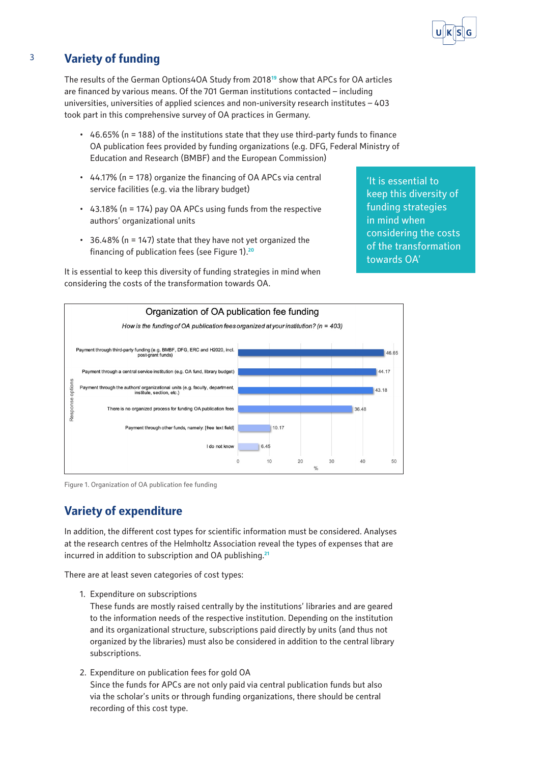## Variety of funding

The results of the German Options4OA Study from 2018[19] show that APCs for OA articles are financed by various means. Of the 701 German institutions contacted – including universities, universities of applied sciences and non-university research institutes – 403 took part in this comprehensive survey of OA practices in Germany.

- 46.65% (n = 188) of the institutions state that they use third-party funds to finance OA publication fees provided by funding organizations (e.g. DFG, Federal Ministry of Education and Research (BMBF) and the European Commission)
- 44.17% (n = 178) organize the financing of OA APCs via central service facilities (e.g. via the library budget)
- 43.18% (n = 174) pay OA APCs using funds from the respective authors' organizational units
- 36.48% (n = 147) state that they have not yet organized the financing of publication fees (see Figure 1).[20]

It is essential to keep this diversity of funding strategies in mind when considering the costs of the transformation towards OA.

> 'It is essential to keep this diversity of funding strategies in mind when considering the costs of the transformation towards OA'

**Organization of OA publication fee funding**

*How is the funding of OA publication fees organized at your institution? (n = 403)*

| Response options | % |
|---|---|
| Payment through third-party funding (e.g. BMBF, DFG, ERC and H2020, incl. post-grant funds) | 46.65 |
| Payment through a central service institution (e.g. OA fund, library budget) | 44.17 |
| Payment through the authors' organizational units (e.g. faculty, department, institute, section, etc.) | 43.18 |
| There is no organized process for funding OA publication fees | 36.48 |
| Payment through other funds, namely: [free text field] | 10.17 |
| I do not know | 6.45 |

Figure 1. Organization of OA publication fee funding

## Variety of expenditure

In addition, the different cost types for scientific information must be considered. Analyses at the research centres of the Helmholtz Association reveal the types of expenses that are incurred in addition to subscription and OA publishing.[21]

There are at least seven categories of cost types:

1. Expenditure on subscriptions
   These funds are mostly raised centrally by the institutions' libraries and are geared to the information needs of the respective institution. Depending on the institution and its organizational structure, subscriptions paid directly by units (and thus not organized by the libraries) must also be considered in addition to the central library subscriptions.
2. Expenditure on publication fees for gold OA
   Since the funds for APCs are not only paid via central publication funds but also via the scholar's units or through funding organizations, there should be central recording of this cost type.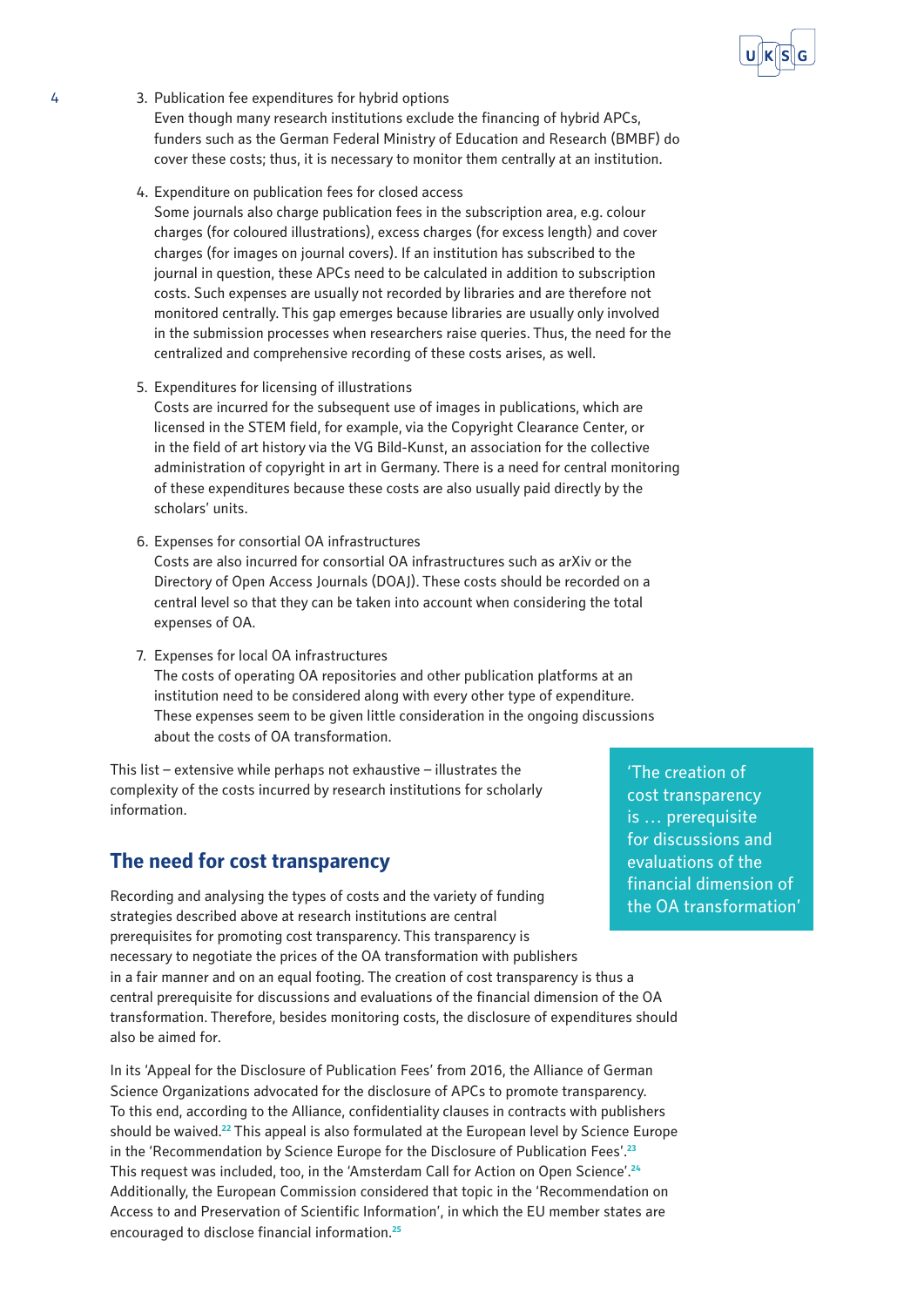3. Publication fee expenditures for hybrid options
   Even though many research institutions exclude the financing of hybrid APCs, funders such as the German Federal Ministry of Education and Research (BMBF) do cover these costs; thus, it is necessary to monitor them centrally at an institution.

4. Expenditure on publication fees for closed access
   Some journals also charge publication fees in the subscription area, e.g. colour charges (for coloured illustrations), excess charges (for excess length) and cover charges (for images on journal covers). If an institution has subscribed to the journal in question, these APCs need to be calculated in addition to subscription costs. Such expenses are usually not recorded by libraries and are therefore not monitored centrally. This gap emerges because libraries are usually only involved in the submission processes when researchers raise queries. Thus, the need for the centralized and comprehensive recording of these costs arises, as well.

5. Expenditures for licensing of illustrations
   Costs are incurred for the subsequent use of images in publications, which are licensed in the STEM field, for example, via the Copyright Clearance Center, or in the field of art history via the VG Bild-Kunst, an association for the collective administration of copyright in art in Germany. There is a need for central monitoring of these expenditures because these costs are also usually paid directly by the scholars' units.

6. Expenses for consortial OA infrastructures
   Costs are also incurred for consortial OA infrastructures such as arXiv or the Directory of Open Access Journals (DOAJ). These costs should be recorded on a central level so that they can be taken into account when considering the total expenses of OA.

7. Expenses for local OA infrastructures
   The costs of operating OA repositories and other publication platforms at an institution need to be considered along with every other type of expenditure. These expenses seem to be given little consideration in the ongoing discussions about the costs of OA transformation.

This list – extensive while perhaps not exhaustive – illustrates the complexity of the costs incurred by research institutions for scholarly information.

> 'The creation of cost transparency is … prerequisite for discussions and evaluations of the financial dimension of the OA transformation'

## The need for cost transparency

Recording and analysing the types of costs and the variety of funding strategies described above at research institutions are central prerequisites for promoting cost transparency. This transparency is necessary to negotiate the prices of the OA transformation with publishers in a fair manner and on an equal footing. The creation of cost transparency is thus a central prerequisite for discussions and evaluations of the financial dimension of the OA transformation. Therefore, besides monitoring costs, the disclosure of expenditures should also be aimed for.

In its 'Appeal for the Disclosure of Publication Fees' from 2016, the Alliance of German Science Organizations advocated for the disclosure of APCs to promote transparency. To this end, according to the Alliance, confidentiality clauses in contracts with publishers should be waived.[22] This appeal is also formulated at the European level by Science Europe in the 'Recommendation by Science Europe for the Disclosure of Publication Fees'.[23] This request was included, too, in the 'Amsterdam Call for Action on Open Science'.[24] Additionally, the European Commission considered that topic in the 'Recommendation on Access to and Preservation of Scientific Information', in which the EU member states are encouraged to disclose financial information.[25]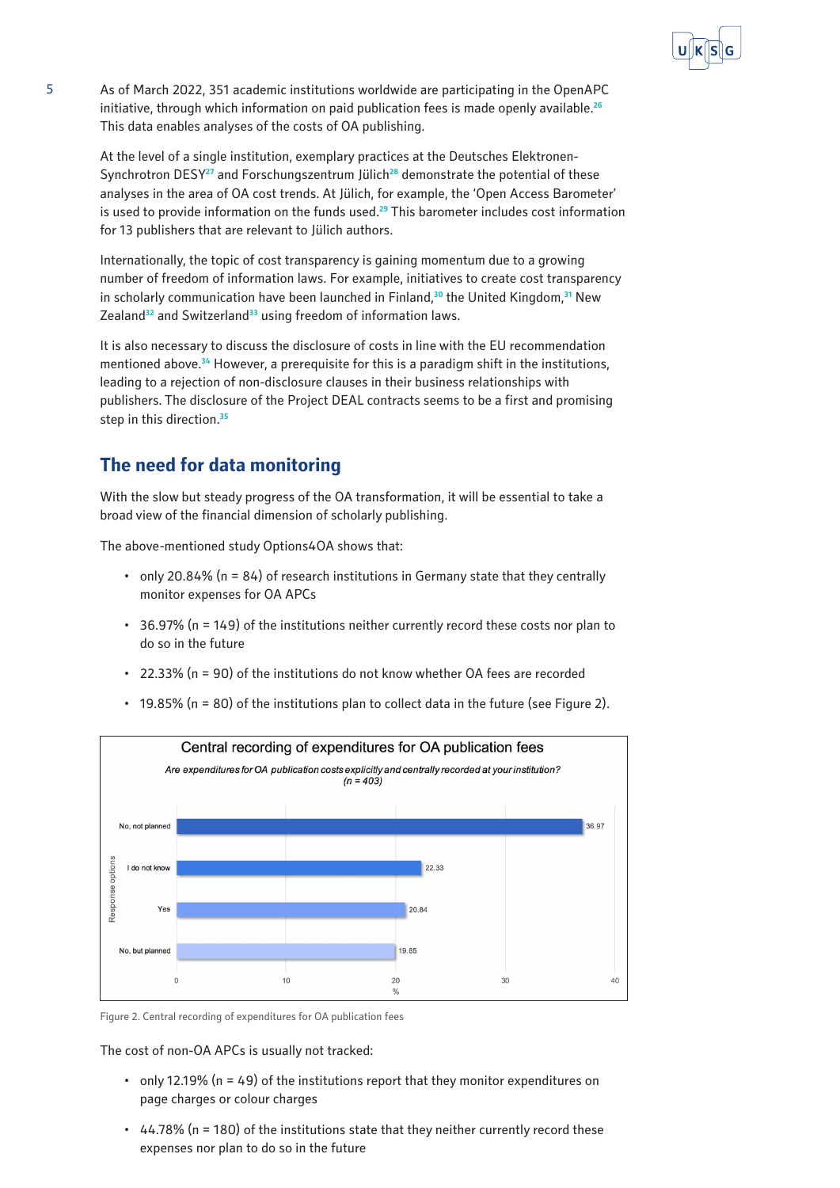As of March 2022, 351 academic institutions worldwide are participating in the OpenAPC initiative, through which information on paid publication fees is made openly available.[26] This data enables analyses of the costs of OA publishing.

At the level of a single institution, exemplary practices at the Deutsches Elektronen-Synchrotron DESY[27] and Forschungszentrum Jülich[28] demonstrate the potential of these analyses in the area of OA cost trends. At Jülich, for example, the 'Open Access Barometer' is used to provide information on the funds used.[29] This barometer includes cost information for 13 publishers that are relevant to Jülich authors.

Internationally, the topic of cost transparency is gaining momentum due to a growing number of freedom of information laws. For example, initiatives to create cost transparency in scholarly communication have been launched in Finland,[30] the United Kingdom,[31] New Zealand[32] and Switzerland[33] using freedom of information laws.

It is also necessary to discuss the disclosure of costs in line with the EU recommendation mentioned above.[34] However, a prerequisite for this is a paradigm shift in the institutions, leading to a rejection of non-disclosure clauses in their business relationships with publishers. The disclosure of the Project DEAL contracts seems to be a first and promising step in this direction.[35]

## The need for data monitoring

With the slow but steady progress of the OA transformation, it will be essential to take a broad view of the financial dimension of scholarly publishing.

The above-mentioned study Options4OA shows that:

- only 20.84% (n = 84) of research institutions in Germany state that they centrally monitor expenses for OA APCs
- 36.97% (n = 149) of the institutions neither currently record these costs nor plan to do so in the future
- 22.33% (n = 90) of the institutions do not know whether OA fees are recorded
- 19.85% (n = 80) of the institutions plan to collect data in the future (see Figure 2).

**Central recording of expenditures for OA publication fees**

*Are expenditures for OA publication costs explicitly and centrally recorded at your institution? (n = 403)*

| Response options | % |
|---|---|
| No, not planned | 36.97 |
| I do not know | 22.33 |
| Yes | 20.84 |
| No, but planned | 19.85 |

Figure 2. Central recording of expenditures for OA publication fees

The cost of non-OA APCs is usually not tracked:

- only 12.19% (n = 49) of the institutions report that they monitor expenditures on page charges or colour charges
- 44.78% (n = 180) of the institutions state that they neither currently record these expenses nor plan to do so in the future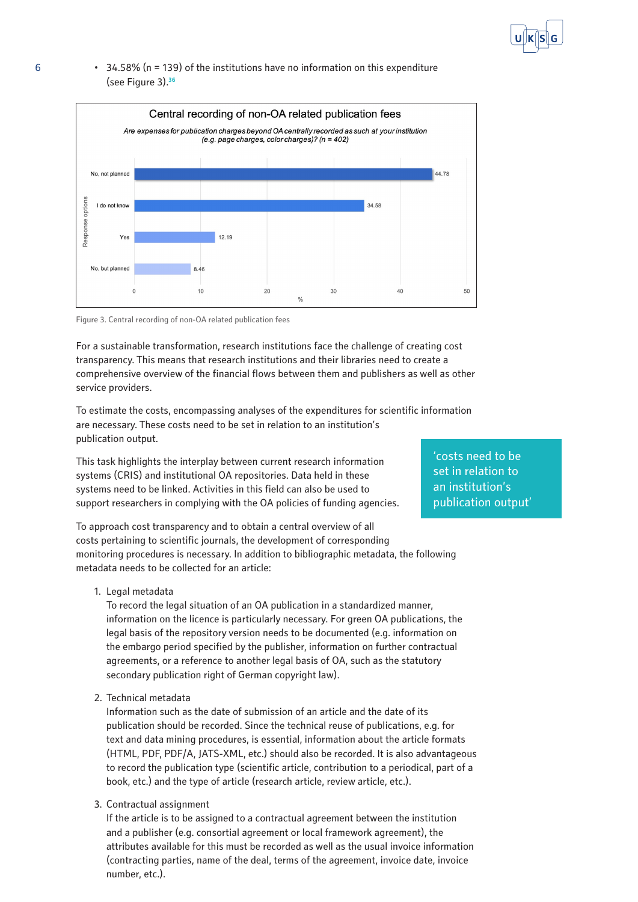- 34.58% (n = 139) of the institutions have no information on this expenditure (see Figure 3).[36]

**Central recording of non-OA related publication fees**

*Are expenses for publication charges beyond OA centrally recorded as such at your institution (e.g. page charges, color charges)? (n = 402)*

| Response options | % |
|---|---|
| No, not planned | 44.78 |
| I do not know | 34.58 |
| Yes | 12.19 |
| No, but planned | 8.46 |

Figure 3. Central recording of non-OA related publication fees

For a sustainable transformation, research institutions face the challenge of creating cost transparency. This means that research institutions and their libraries need to create a comprehensive overview of the financial flows between them and publishers as well as other service providers.

To estimate the costs, encompassing analyses of the expenditures for scientific information are necessary. These costs need to be set in relation to an institution's publication output.

> 'costs need to be set in relation to an institution's publication output'

This task highlights the interplay between current research information systems (CRIS) and institutional OA repositories. Data held in these systems need to be linked. Activities in this field can also be used to support researchers in complying with the OA policies of funding agencies.

To approach cost transparency and to obtain a central overview of all costs pertaining to scientific journals, the development of corresponding monitoring procedures is necessary. In addition to bibliographic metadata, the following metadata needs to be collected for an article:

1. Legal metadata
   To record the legal situation of an OA publication in a standardized manner, information on the licence is particularly necessary. For green OA publications, the legal basis of the repository version needs to be documented (e.g. information on the embargo period specified by the publisher, information on further contractual agreements, or a reference to another legal basis of OA, such as the statutory secondary publication right of German copyright law).

2. Technical metadata
   Information such as the date of submission of an article and the date of its publication should be recorded. Since the technical reuse of publications, e.g. for text and data mining procedures, is essential, information about the article formats (HTML, PDF, PDF/A, JATS-XML, etc.) should also be recorded. It is also advantageous to record the publication type (scientific article, contribution to a periodical, part of a book, etc.) and the type of article (research article, review article, etc.).

3. Contractual assignment
   If the article is to be assigned to a contractual agreement between the institution and a publisher (e.g. consortial agreement or local framework agreement), the attributes available for this must be recorded as well as the usual invoice information (contracting parties, name of the deal, terms of the agreement, invoice date, invoice number, etc.).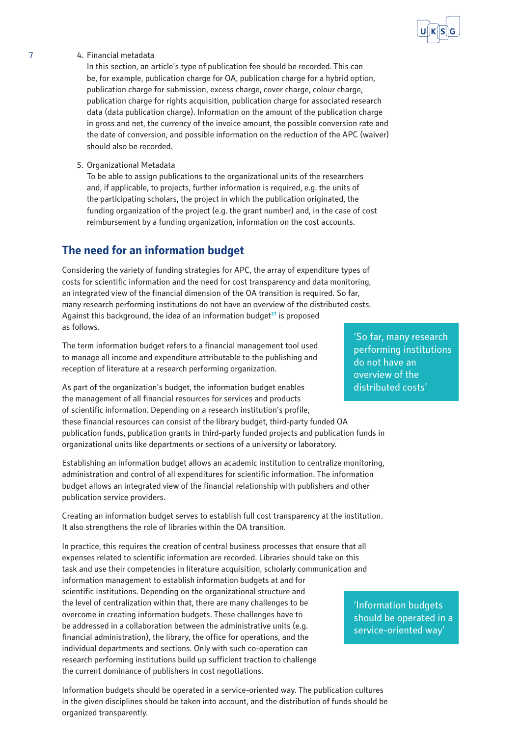4. Financial metadata
   In this section, an article's type of publication fee should be recorded. This can be, for example, publication charge for OA, publication charge for a hybrid option, publication charge for submission, excess charge, cover charge, colour charge, publication charge for rights acquisition, publication charge for associated research data (data publication charge). Information on the amount of the publication charge in gross and net, the currency of the invoice amount, the possible conversion rate and the date of conversion, and possible information on the reduction of the APC (waiver) should also be recorded.

5. Organizational Metadata
   To be able to assign publications to the organizational units of the researchers and, if applicable, to projects, further information is required, e.g. the units of the participating scholars, the project in which the publication originated, the funding organization of the project (e.g. the grant number) and, in the case of cost reimbursement by a funding organization, information on the cost accounts.

## The need for an information budget

Considering the variety of funding strategies for APC, the array of expenditure types of costs for scientific information and the need for cost transparency and data monitoring, an integrated view of the financial dimension of the OA transition is required. So far, many research performing institutions do not have an overview of the distributed costs. Against this background, the idea of an information budget[37] is proposed as follows.

> 'So far, many research performing institutions do not have an overview of the distributed costs'

The term information budget refers to a financial management tool used to manage all income and expenditure attributable to the publishing and reception of literature at a research performing organization.

As part of the organization's budget, the information budget enables the management of all financial resources for services and products of scientific information. Depending on a research institution's profile, these financial resources can consist of the library budget, third-party funded OA publication funds, publication grants in third-party funded projects and publication funds in organizational units like departments or sections of a university or laboratory.

Establishing an information budget allows an academic institution to centralize monitoring, administration and control of all expenditures for scientific information. The information budget allows an integrated view of the financial relationship with publishers and other publication service providers.

Creating an information budget serves to establish full cost transparency at the institution. It also strengthens the role of libraries within the OA transition.

In practice, this requires the creation of central business processes that ensure that all expenses related to scientific information are recorded. Libraries should take on this task and use their competencies in literature acquisition, scholarly communication and information management to establish information budgets at and for scientific institutions. Depending on the organizational structure and the level of centralization within that, there are many challenges to be overcome in creating information budgets. These challenges have to be addressed in a collaboration between the administrative units (e.g. financial administration), the library, the office for operations, and the individual departments and sections. Only with such co-operation can research performing institutions build up sufficient traction to challenge the current dominance of publishers in cost negotiations.

> 'Information budgets should be operated in a service-oriented way'

Information budgets should be operated in a service-oriented way. The publication cultures in the given disciplines should be taken into account, and the distribution of funds should be organized transparently.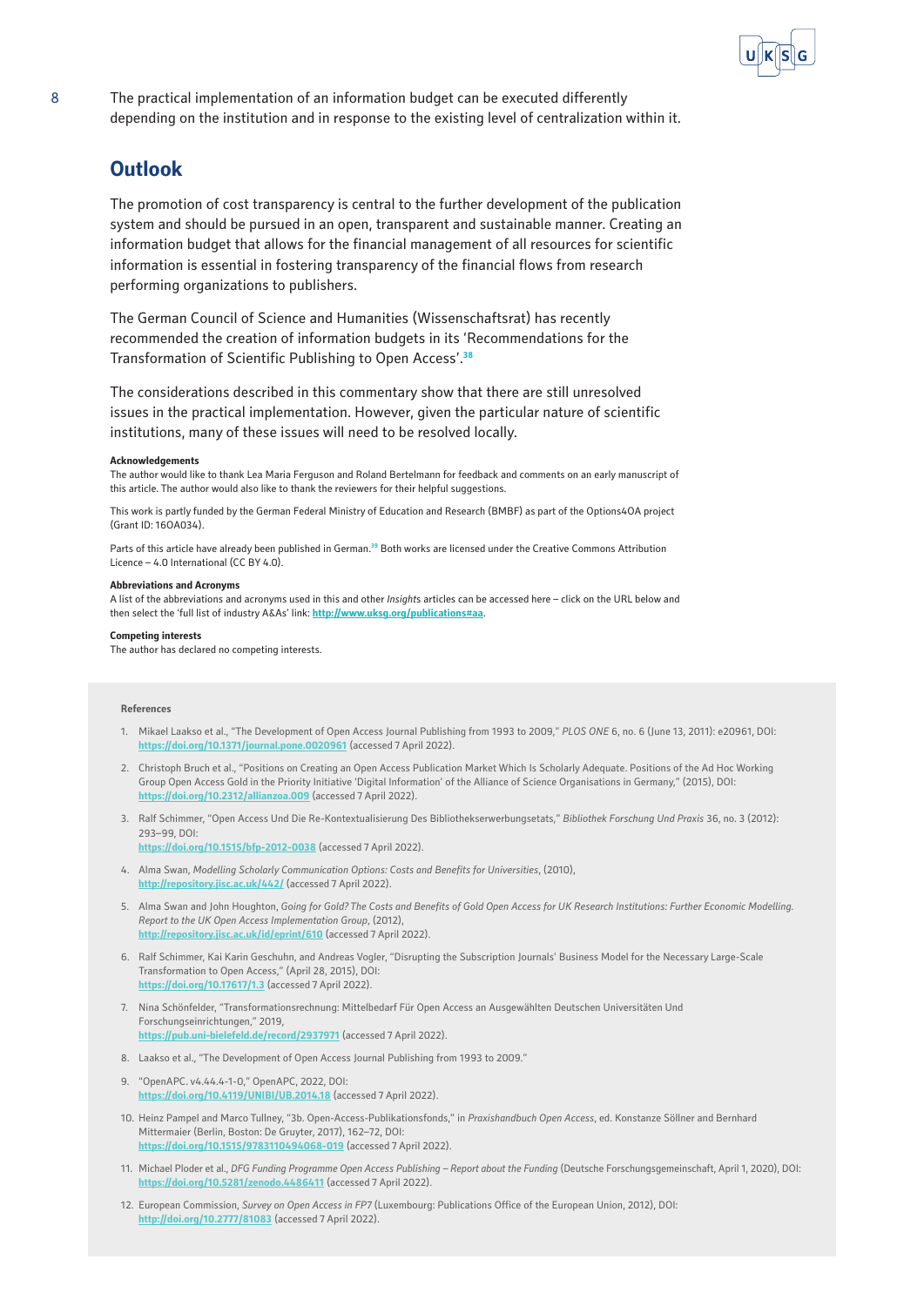The practical implementation of an information budget can be executed differently depending on the institution and in response to the existing level of centralization within it.

## Outlook

The promotion of cost transparency is central to the further development of the publication system and should be pursued in an open, transparent and sustainable manner. Creating an information budget that allows for the financial management of all resources for scientific information is essential in fostering transparency of the financial flows from research performing organizations to publishers.

The German Council of Science and Humanities (Wissenschaftsrat) has recently recommended the creation of information budgets in its 'Recommendations for the Transformation of Scientific Publishing to Open Access'.[38]

The considerations described in this commentary show that there are still unresolved issues in the practical implementation. However, given the particular nature of scientific institutions, many of these issues will need to be resolved locally.

**Acknowledgements**

The author would like to thank Lea Maria Ferguson and Roland Bertelmann for feedback and comments on an early manuscript of this article. The author would also like to thank the reviewers for their helpful suggestions.

This work is partly funded by the German Federal Ministry of Education and Research (BMBF) as part of the Options4OA project (Grant ID: 16OA034).

Parts of this article have already been published in German.[39] Both works are licensed under the Creative Commons Attribution Licence – 4.0 International (CC BY 4.0).

**Abbreviations and Acronyms**

A list of the abbreviations and acronyms used in this and other *Insights* articles can be accessed here – click on the URL below and then select the 'full list of industry A&As' link: http://www.uksg.org/publications#aa.

**Competing interests**

The author has declared no competing interests.

**References**

1. Mikael Laakso et al., "The Development of Open Access Journal Publishing from 1993 to 2009," *PLOS ONE* 6, no. 6 (June 13, 2011): e20961, DOI: https://doi.org/10.1371/journal.pone.0020961 (accessed 7 April 2022).
2. Christoph Bruch et al., "Positions on Creating an Open Access Publication Market Which Is Scholarly Adequate. Positions of the Ad Hoc Working Group Open Access Gold in the Priority Initiative 'Digital Information' of the Alliance of Science Organisations in Germany," (2015), DOI: https://doi.org/10.2312/allianzoa.009 (accessed 7 April 2022).
3. Ralf Schimmer, "Open Access Und Die Re-Kontextualisierung Des Bibliothekserwerbungsetats," *Bibliothek Forschung Und Praxis* 36, no. 3 (2012): 293–99, DOI: https://doi.org/10.1515/bfp-2012-0038 (accessed 7 April 2022).
4. Alma Swan, *Modelling Scholarly Communication Options: Costs and Benefits for Universities*, (2010), http://repository.jisc.ac.uk/442/ (accessed 7 April 2022).
5. Alma Swan and John Houghton, *Going for Gold? The Costs and Benefits of Gold Open Access for UK Research Institutions: Further Economic Modelling. Report to the UK Open Access Implementation Group*, (2012), http://repository.jisc.ac.uk/id/eprint/610 (accessed 7 April 2022).
6. Ralf Schimmer, Kai Karin Geschuhn, and Andreas Vogler, "Disrupting the Subscription Journals' Business Model for the Necessary Large-Scale Transformation to Open Access," (April 28, 2015), DOI: https://doi.org/10.17617/1.3 (accessed 7 April 2022).
7. Nina Schönfelder, "Transformationsrechnung: Mittelbedarf Für Open Access an Ausgewählten Deutschen Universitäten Und Forschungseinrichtungen," 2019, https://pub.uni-bielefeld.de/record/2937971 (accessed 7 April 2022).
8. Laakso et al., "The Development of Open Access Journal Publishing from 1993 to 2009."
9. "OpenAPC. v4.44.4-1-0," OpenAPC, 2022, DOI: https://doi.org/10.4119/UNIBI/UB.2014.18 (accessed 7 April 2022).
10. Heinz Pampel and Marco Tullney, "3b. Open-Access-Publikationsfonds," in *Praxishandbuch Open Access*, ed. Konstanze Söllner and Bernhard Mittermaier (Berlin, Boston: De Gruyter, 2017), 162–72, DOI: https://doi.org/10.1515/9783110494068-019 (accessed 7 April 2022).
11. Michael Ploder et al., *DFG Funding Programme Open Access Publishing – Report about the Funding* (Deutsche Forschungsgemeinschaft, April 1, 2020), DOI: https://doi.org/10.5281/zenodo.4486411 (accessed 7 April 2022).
12. European Commission, *Survey on Open Access in FP7* (Luxembourg: Publications Office of the European Union, 2012), DOI: http://doi.org/10.2777/81083 (accessed 7 April 2022).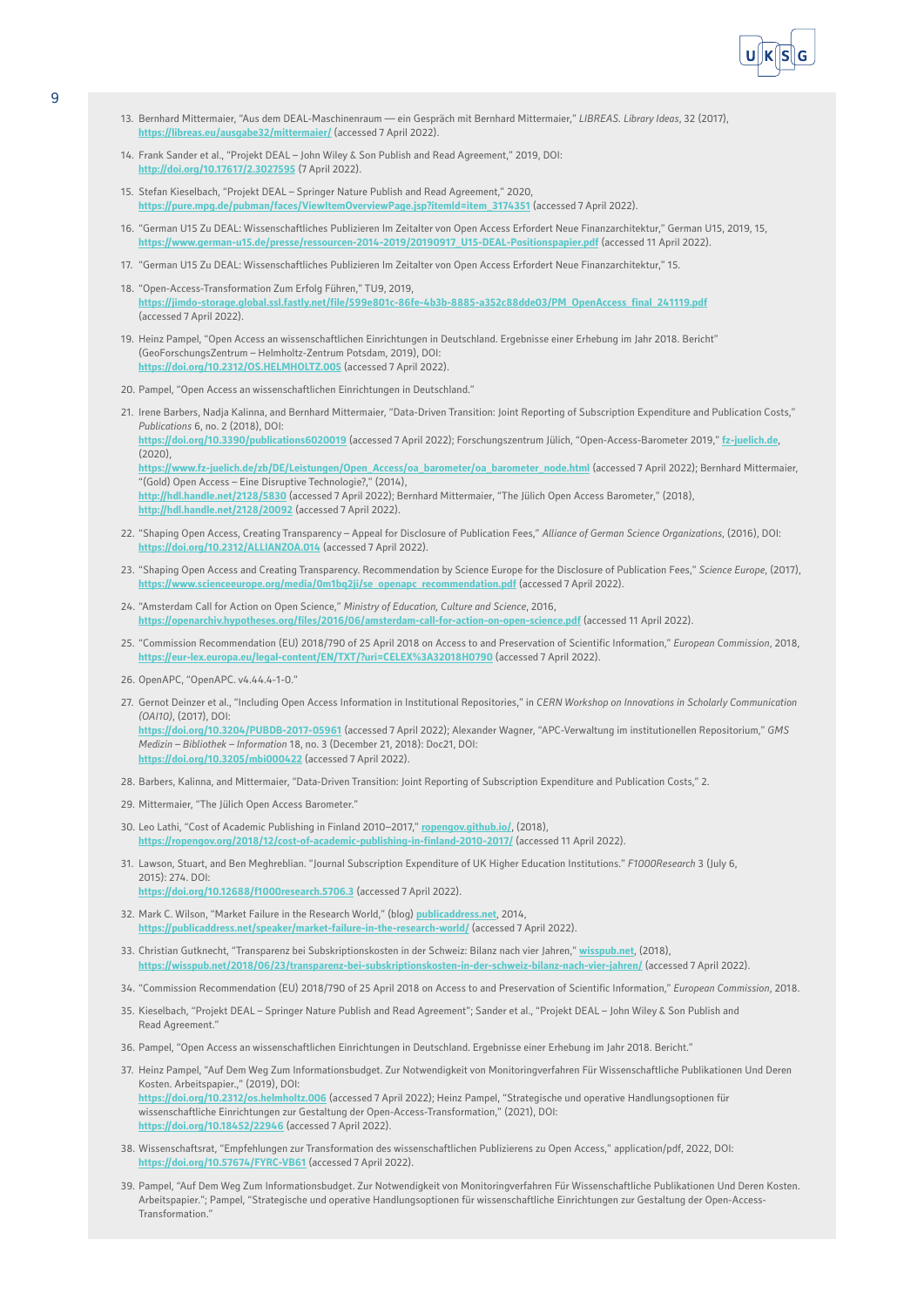13. Bernhard Mittermaier, "Aus dem DEAL-Maschinenraum — ein Gespräch mit Bernhard Mittermaier," *LIBREAS. Library Ideas*, 32 (2017), **https://libreas.eu/ausgabe32/mittermaier/** (accessed 7 April 2022).

14. Frank Sander et al., "Projekt DEAL – John Wiley & Son Publish and Read Agreement," 2019, DOI: **http://doi.org/10.17617/2.3027595** (7 April 2022).

15. Stefan Kieselbach, "Projekt DEAL – Springer Nature Publish and Read Agreement," 2020, **https://pure.mpg.de/pubman/faces/ViewItemOverviewPage.jsp?itemId=item_3174351** (accessed 7 April 2022).

16. "German U15 Zu DEAL: Wissenschaftliches Publizieren Im Zeitalter von Open Access Erfordert Neue Finanzarchitektur," German U15, 2019, 15, **https://www.german-u15.de/presse/ressourcen-2014-2019/20190917_U15-DEAL-Positionspapier.pdf** (accessed 11 April 2022).

17. "German U15 Zu DEAL: Wissenschaftliches Publizieren Im Zeitalter von Open Access Erfordert Neue Finanzarchitektur," 15.

18. "Open-Access-Transformation Zum Erfolg Führen," TU9, 2019, **https://jimdo-storage.global.ssl.fastly.net/file/599e801c-86fe-4b3b-8885-a352c88dde03/PM_OpenAccess_final_241119.pdf** (accessed 7 April 2022).

19. Heinz Pampel, "Open Access an wissenschaftlichen Einrichtungen in Deutschland. Ergebnisse einer Erhebung im Jahr 2018. Bericht" (GeoForschungsZentrum – Helmholtz-Zentrum Potsdam, 2019), DOI: **https://doi.org/10.2312/OS.HELMHOLTZ.005** (accessed 7 April 2022).

20. Pampel, "Open Access an wissenschaftlichen Einrichtungen in Deutschland."

21. Irene Barbers, Nadja Kalinna, and Bernhard Mittermaier, "Data-Driven Transition: Joint Reporting of Subscription Expenditure and Publication Costs," *Publications* 6, no. 2 (2018), DOI: **https://doi.org/10.3390/publications6020019** (accessed 7 April 2022); Forschungszentrum Jülich, "Open-Access-Barometer 2019," **fz-juelich.de**, (2020), **https://www.fz-juelich.de/zb/DE/Leistungen/Open_Access/oa_barometer/oa_barometer_node.html** (accessed 7 April 2022); Bernhard Mittermaier, "(Gold) Open Access – Eine Disruptive Technologie?," (2014), **http://hdl.handle.net/2128/5830** (accessed 7 April 2022); Bernhard Mittermaier, "The Jülich Open Access Barometer," (2018), **http://hdl.handle.net/2128/20092** (accessed 7 April 2022).

22. "Shaping Open Access, Creating Transparency – Appeal for Disclosure of Publication Fees," *Alliance of German Science Organizations*, (2016), DOI: **https://doi.org/10.2312/ALLIANZOA.014** (accessed 7 April 2022).

23. "Shaping Open Access and Creating Transparency. Recommendation by Science Europe for the Disclosure of Publication Fees," *Science Europe*, (2017), **https://www.scienceeurope.org/media/0m1bq2ji/se_openapc_recommendation.pdf** (accessed 7 April 2022).

24. "Amsterdam Call for Action on Open Science," *Ministry of Education, Culture and Science*, 2016, **https://openarchiv.hypotheses.org/files/2016/06/amsterdam-call-for-action-on-open-science.pdf** (accessed 11 April 2022).

25. "Commission Recommendation (EU) 2018/790 of 25 April 2018 on Access to and Preservation of Scientific Information," *European Commission*, 2018, **https://eur-lex.europa.eu/legal-content/EN/TXT/?uri=CELEX%3A32018H0790** (accessed 7 April 2022).

26. OpenAPC, "OpenAPC. v4.44.4-1-0."

27. Gernot Deinzer et al., "Including Open Access Information in Institutional Repositories," in *CERN Workshop on Innovations in Scholarly Communication (OAI10)*, (2017), DOI: **https://doi.org/10.3204/PUBDB-2017-05961** (accessed 7 April 2022); Alexander Wagner, "APC-Verwaltung im institutionellen Repositorium," *GMS Medizin – Bibliothek – Information* 18, no. 3 (December 21, 2018): Doc21, DOI: **https://doi.org/10.3205/mbi000422** (accessed 7 April 2022).

28. Barbers, Kalinna, and Mittermaier, "Data-Driven Transition: Joint Reporting of Subscription Expenditure and Publication Costs," 2.

29. Mittermaier, "The Jülich Open Access Barometer."

30. Leo Lathi, "Cost of Academic Publishing in Finland 2010–2017," **ropengov.github.io/**, (2018), **https://ropengov.org/2018/12/cost-of-academic-publishing-in-finland-2010-2017/** (accessed 11 April 2022).

31. Lawson, Stuart, and Ben Meghreblian. "Journal Subscription Expenditure of UK Higher Education Institutions." *F1000Research* 3 (July 6, 2015): 274. DOI: **https://doi.org/10.12688/f1000research.5706.3** (accessed 7 April 2022).

32. Mark C. Wilson, "Market Failure in the Research World," (blog) **publicaddress.net**, 2014, **https://publicaddress.net/speaker/market-failure-in-the-research-world/** (accessed 7 April 2022).

33. Christian Gutknecht, "Transparenz bei Subskriptionskosten in der Schweiz: Bilanz nach vier Jahren," **wisspub.net**, (2018), **https://wisspub.net/2018/06/23/transparenz-bei-subskriptionskosten-in-der-schweiz-bilanz-nach-vier-jahren/** (accessed 7 April 2022).

34. "Commission Recommendation (EU) 2018/790 of 25 April 2018 on Access to and Preservation of Scientific Information," *European Commission*, 2018.

35. Kieselbach, "Projekt DEAL – Springer Nature Publish and Read Agreement"; Sander et al., "Projekt DEAL – John Wiley & Son Publish and Read Agreement."

36. Pampel, "Open Access an wissenschaftlichen Einrichtungen in Deutschland. Ergebnisse einer Erhebung im Jahr 2018. Bericht."

37. Heinz Pampel, "Auf Dem Weg Zum Informationsbudget. Zur Notwendigkeit von Monitoringverfahren Für Wissenschaftliche Publikationen Und Deren Kosten. Arbeitspapier.," (2019), DOI: **https://doi.org/10.2312/os.helmholtz.006** (accessed 7 April 2022); Heinz Pampel, "Strategische und operative Handlungsoptionen für wissenschaftliche Einrichtungen zur Gestaltung der Open-Access-Transformation," (2021), DOI: **https://doi.org/10.18452/22946** (accessed 7 April 2022).

38. Wissenschaftsrat, "Empfehlungen zur Transformation des wissenschaftlichen Publizierens zu Open Access," application/pdf, 2022, DOI: **https://doi.org/10.57674/FYRC-VB61** (accessed 7 April 2022).

39. Pampel, "Auf Dem Weg Zum Informationsbudget. Zur Notwendigkeit von Monitoringverfahren Für Wissenschaftliche Publikationen Und Deren Kosten. Arbeitspapier."; Pampel, "Strategische und operative Handlungsoptionen für wissenschaftliche Einrichtungen zur Gestaltung der Open-Access-Transformation."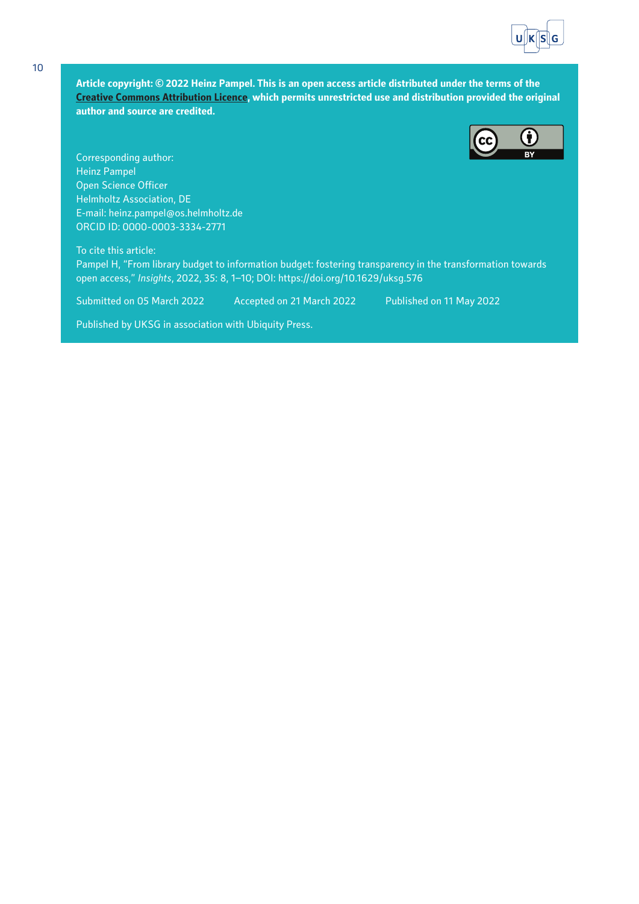**Article copyright: © 2022 Heinz Pampel. This is an open access article distributed under the terms of the Creative Commons Attribution Licence, which permits unrestricted use and distribution provided the original author and source are credited.**

Corresponding author:
Heinz Pampel
Open Science Officer
Helmholtz Association, DE
E-mail: heinz.pampel@os.helmholtz.de
ORCID ID: 0000-0003-3334-2771

To cite this article:
Pampel H, "From library budget to information budget: fostering transparency in the transformation towards open access," *Insights*, 2022, 35: 8, 1–10; DOI: https://doi.org/10.1629/uksg.576

Submitted on 05 March 2022 Accepted on 21 March 2022 Published on 11 May 2022

Published by UKSG in association with Ubiquity Press.